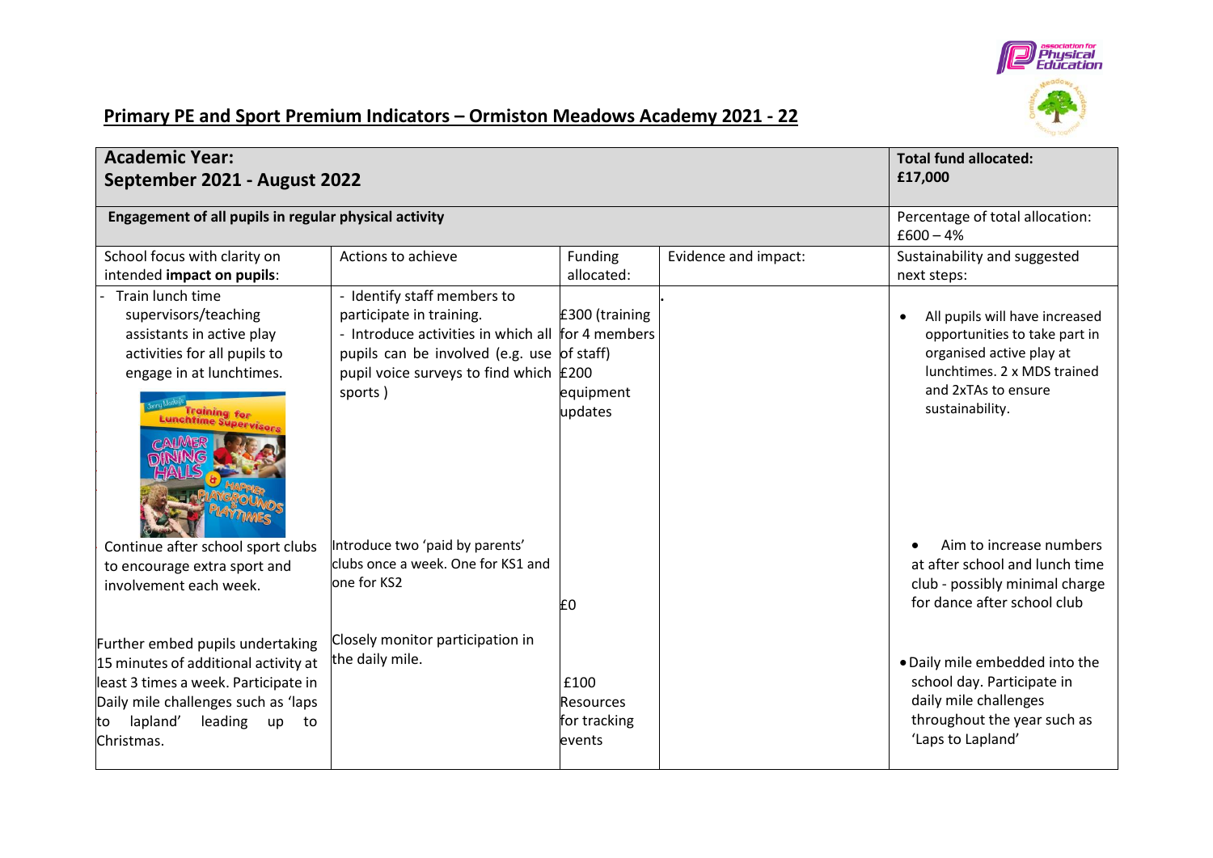## Primary PE and Sport Premium Indicators – Ormiston Meadows Academy 2021 - 22

| Academic Year: September 2021 - August 2022 | | | | Total fund allocated: £17,000 |
|---|---|---|---|---|
| **Engagement of all pupils in regular physical activity** | | | | Percentage of total allocation: £600 – 4% |
| School focus with clarity on intended **impact on pupils**: | Actions to achieve | Funding allocated: | Evidence and impact: | Sustainability and suggested next steps: |
| - Train lunch time supervisors/teaching assistants in active play activities for all pupils to engage in at lunchtimes. | - Identify staff members to participate in training. - Introduce activities in which all pupils can be involved (e.g. use pupil voice surveys to find which sports ) | £300 (training for 4 members of staff) £200 equipment updates | . | • All pupils will have increased opportunities to take part in organised active play at lunchtimes. 2 x MDS trained and 2xTAs to ensure sustainability. |
| Continue after school sport clubs to encourage extra sport and involvement each week. | Introduce two 'paid by parents' clubs once a week. One for KS1 and one for KS2 | £0 | | • Aim to increase numbers at after school and lunch time club - possibly minimal charge for dance after school club |
| Further embed pupils undertaking 15 minutes of additional activity at least 3 times a week. Participate in Daily mile challenges such as 'laps to lapland' leading up to Christmas. | Closely monitor participation in the daily mile. | £100 Resources for tracking events | | • Daily mile embedded into the school day. Participate in daily mile challenges throughout the year such as 'Laps to Lapland' |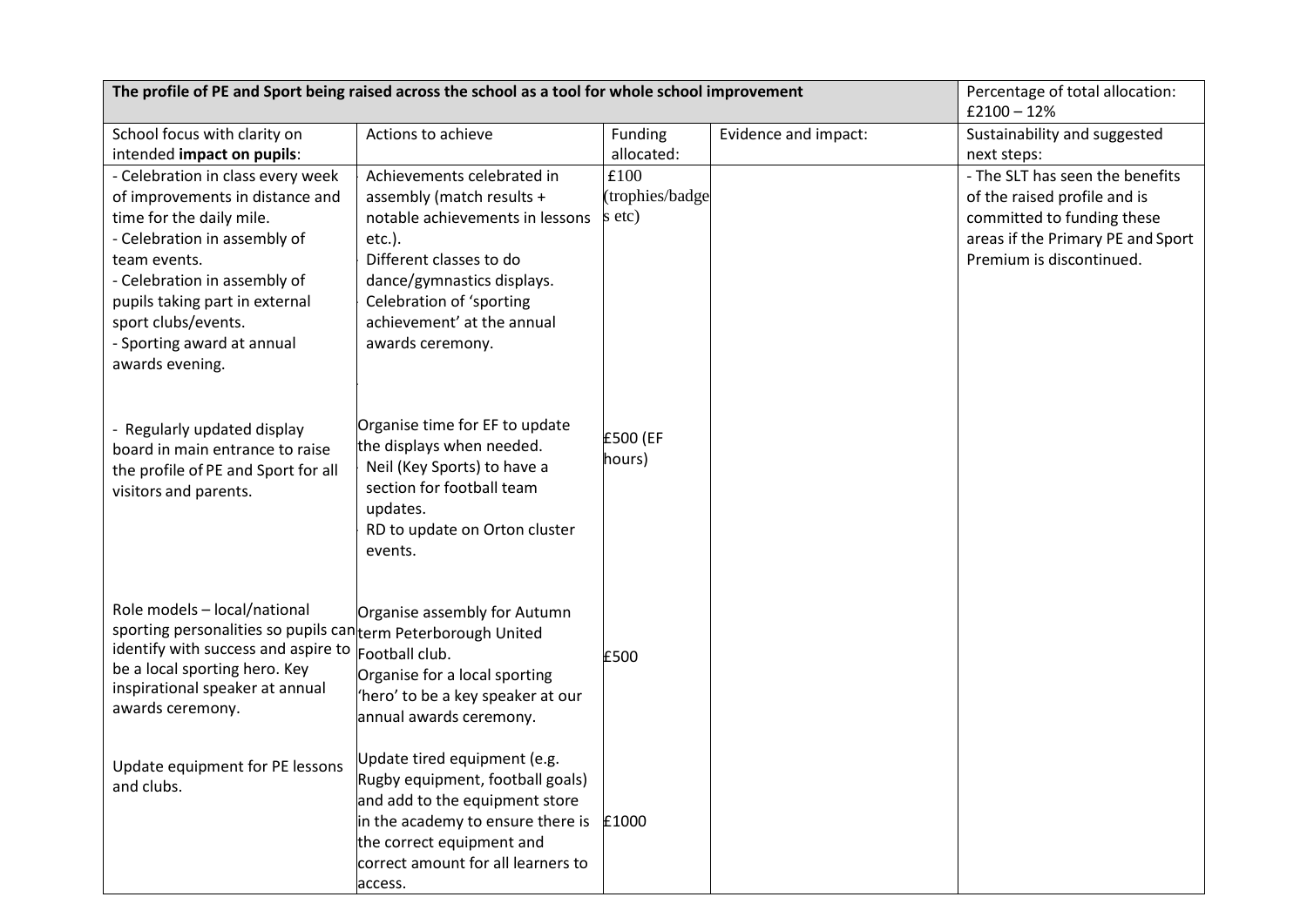| The profile of PE and Sport being raised across the school as a tool for whole school improvement | | | | Percentage of total allocation: £2100 – 12% |
|---|---|---|---|---|
| School focus with clarity on intended **impact on pupils**: | Actions to achieve | Funding allocated: | Evidence and impact: | Sustainability and suggested next steps: |
| - Celebration in class every week of improvements in distance and time for the daily mile.<br>- Celebration in assembly of team events.<br>- Celebration in assembly of pupils taking part in external sport clubs/events.<br>- Sporting award at annual awards evening. | - Achievements celebrated in assembly (match results + notable achievements in lessons etc.).<br>- Different classes to do dance/gymnastics displays.<br>- Celebration of 'sporting achievement' at the annual awards ceremony. | £100 (trophies/badges etc) | | - The SLT has seen the benefits of the raised profile and is committed to funding these areas if the Primary PE and Sport Premium is discontinued. |
| - Regularly updated display board in main entrance to raise the profile of PE and Sport for all visitors and parents. | Organise time for EF to update the displays when needed.<br>- Neil (Key Sports) to have a section for football team updates.<br>- RD to update on Orton cluster events. | £500 (EF hours) | | |
| Role models – local/national sporting personalities so pupils can identify with success and aspire to be a local sporting hero. Key inspirational speaker at annual awards ceremony. | Organise assembly for Autumn term Peterborough United Football club.<br>Organise for a local sporting 'hero' to be a key speaker at our annual awards ceremony. | £500 | | |
| Update equipment for PE lessons and clubs. | Update tired equipment (e.g. Rugby equipment, football goals) and add to the equipment store in the academy to ensure there is the correct equipment and correct amount for all learners to access. | £1000 | | |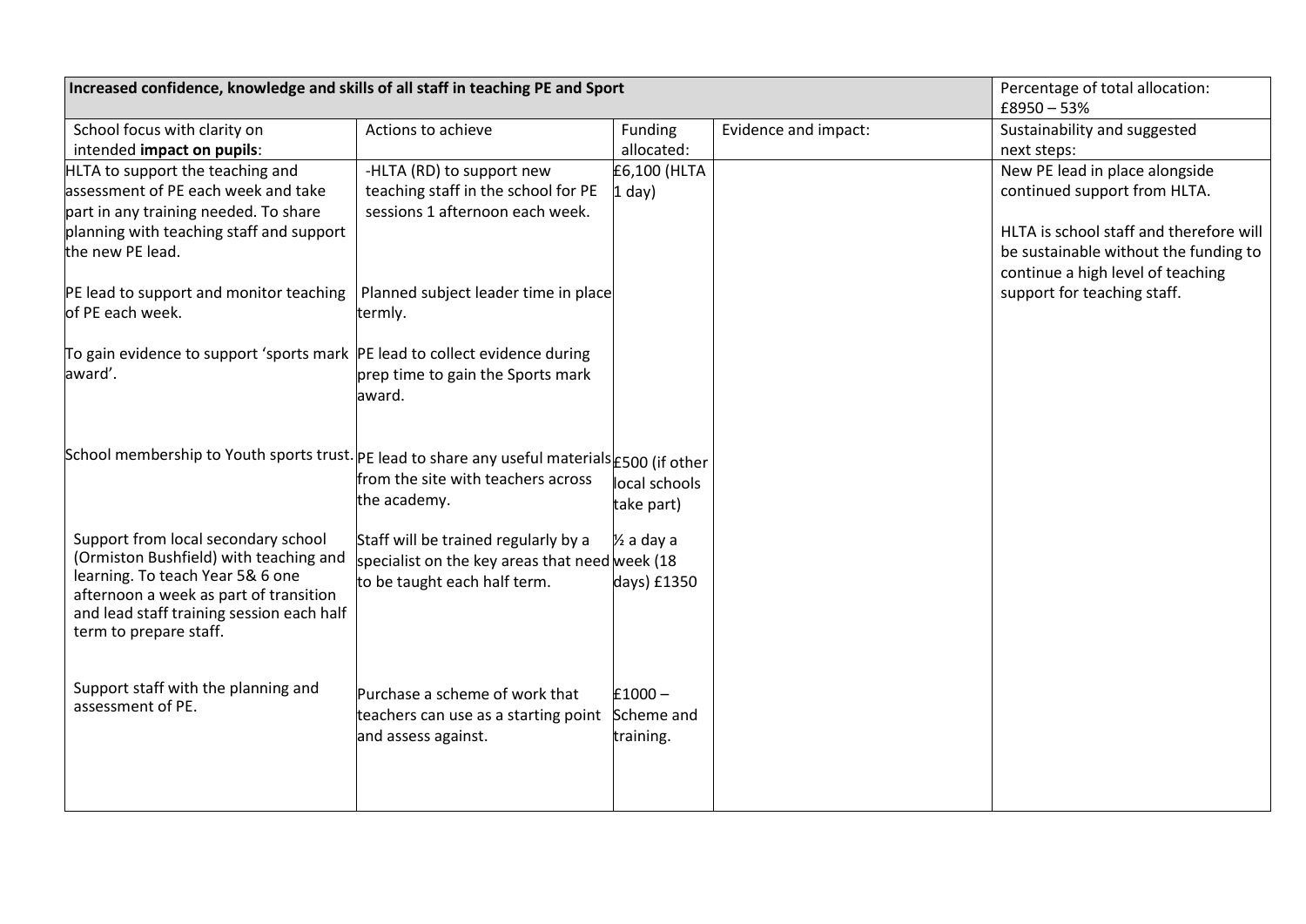| Increased confidence, knowledge and skills of all staff in teaching PE and Sport | | | | Percentage of total allocation: £8950 – 53% |
|---|---|---|---|---|
| School focus with clarity on intended **impact on pupils**: | Actions to achieve | Funding allocated: | Evidence and impact: | Sustainability and suggested next steps: |
| HLTA to support the teaching and assessment of PE each week and take part in any training needed. To share planning with teaching staff and support the new PE lead.<br><br>PE lead to support and monitor teaching of PE each week.<br><br>To gain evidence to support 'sports mark award'.<br><br>School membership to Youth sports trust.<br><br>Support from local secondary school (Ormiston Bushfield) with teaching and learning. To teach Year 5& 6 one afternoon a week as part of transition and lead staff training session each half term to prepare staff.<br><br>Support staff with the planning and assessment of PE. | -HLTA (RD) to support new teaching staff in the school for PE sessions 1 afternoon each week.<br><br>Planned subject leader time in place termly.<br><br>PE lead to collect evidence during prep time to gain the Sports mark award.<br><br>PE lead to share any useful materials from the site with teachers across the academy.<br><br>Staff will be trained regularly by a specialist on the key areas that need to be taught each half term.<br><br>Purchase a scheme of work that teachers can use as a starting point and assess against. | £6,100 (HLTA 1 day)<br><br>£500 (if other local schools take part)<br><br>½ a day a week (18 days) £1350<br><br>£1000 – Scheme and training. | | New PE lead in place alongside continued support from HLTA.<br><br>HLTA is school staff and therefore will be sustainable without the funding to continue a high level of teaching support for teaching staff. |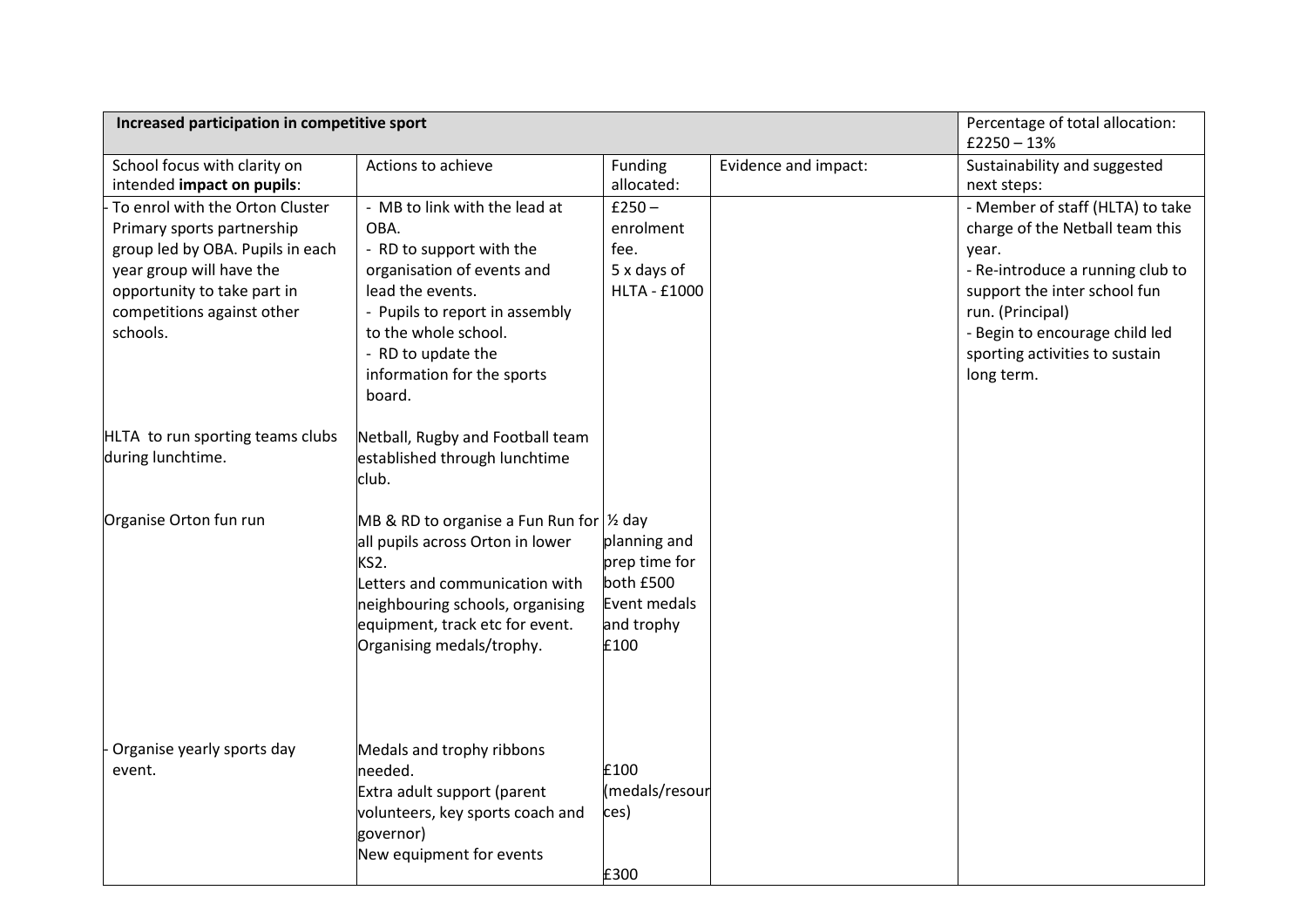| Increased participation in competitive sport | | | | Percentage of total allocation: £2250 – 13% |
|---|---|---|---|---|
| School focus with clarity on intended **impact on pupils**: | Actions to achieve | Funding allocated: | Evidence and impact: | Sustainability and suggested next steps: |
| - To enrol with the Orton Cluster Primary sports partnership group led by OBA. Pupils in each year group will have the opportunity to take part in competitions against other schools.<br><br>HLTA to run sporting teams clubs during lunchtime.<br><br>Organise Orton fun run<br><br>- Organise yearly sports day event. | - MB to link with the lead at OBA.<br>- RD to support with the organisation of events and lead the events.<br>- Pupils to report in assembly to the whole school.<br>- RD to update the information for the sports board.<br><br>Netball, Rugby and Football team established through lunchtime club.<br><br>MB & RD to organise a Fun Run for all pupils across Orton in lower KS2.<br>Letters and communication with neighbouring schools, organising equipment, track etc for event.<br>Organising medals/trophy.<br><br>Medals and trophy ribbons needed.<br>Extra adult support (parent volunteers, key sports coach and governor)<br>New equipment for events | £250 – enrolment fee.<br>5 x days of HLTA - £1000<br><br>½ day planning and prep time for both £500<br>Event medals and trophy £100<br><br>£100 (medals/resources)<br><br>£300 | | - Member of staff (HLTA) to take charge of the Netball team this year.<br>- Re-introduce a running club to support the inter school fun run. (Principal)<br>- Begin to encourage child led sporting activities to sustain long term. |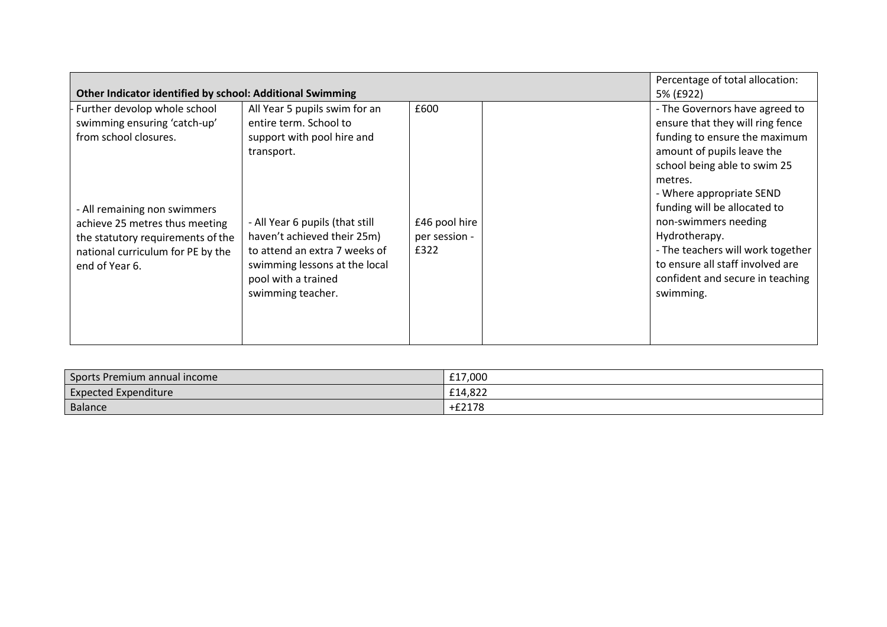| Other Indicator identified by school: Additional Swimming | | | | Percentage of total allocation: 5% (£922) |
|---|---|---|---|---|
| - Further devolop whole school swimming ensuring 'catch-up' from school closures.<br><br>- All remaining non swimmers achieve 25 metres thus meeting the statutory requirements of the national curriculum for PE by the end of Year 6. | All Year 5 pupils swim for an entire term. School to support with pool hire and transport.<br><br>- All Year 6 pupils (that still haven't achieved their 25m) to attend an extra 7 weeks of swimming lessons at the local pool with a trained swimming teacher. | £600<br><br>£46 pool hire per session - £322 | | - The Governors have agreed to ensure that they will ring fence funding to ensure the maximum amount of pupils leave the school being able to swim 25 metres.<br>- Where appropriate SEND funding will be allocated to non-swimmers needing Hydrotherapy.<br>- The teachers will work together to ensure all staff involved are confident and secure in teaching swimming. |

| | |
|---|---|
| Sports Premium annual income | £17,000 |
| Expected Expenditure | £14,822 |
| Balance | +£2178 |